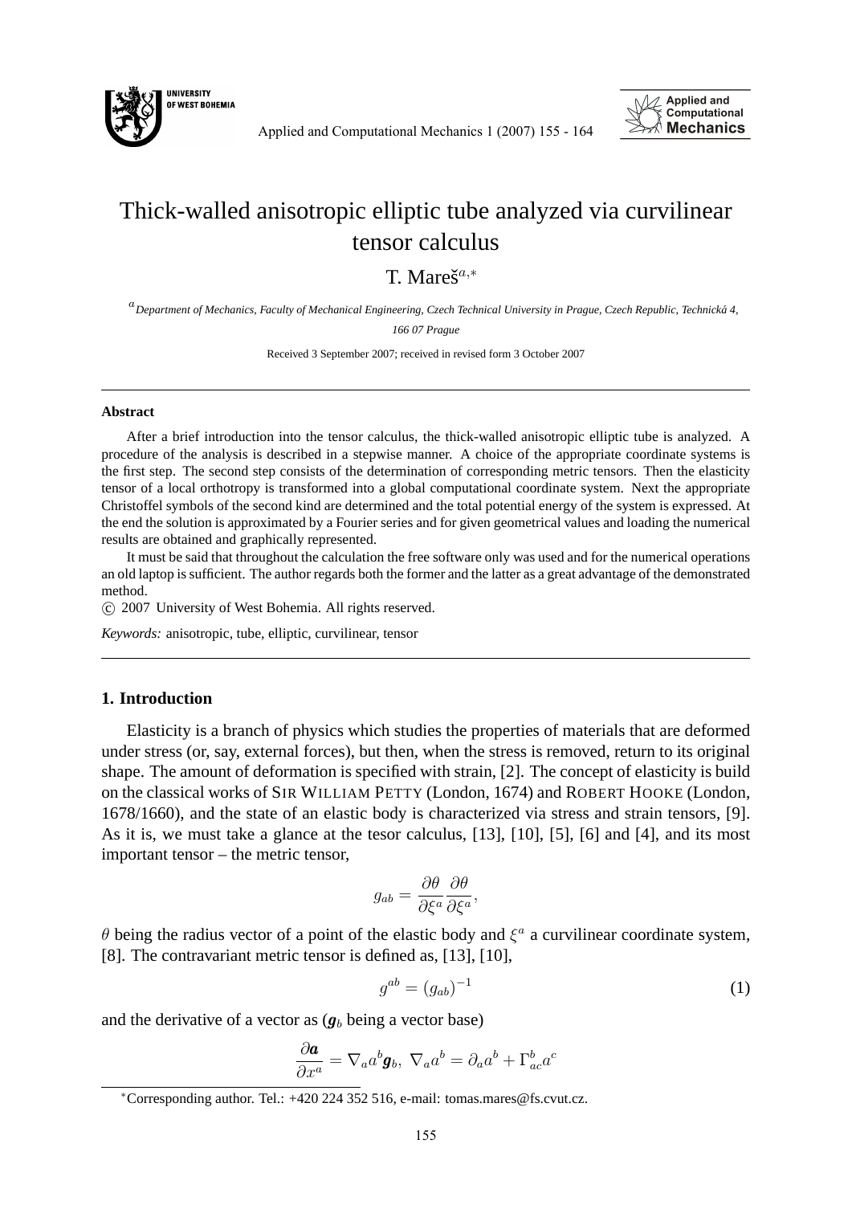# Thick-walled anisotropic elliptic tube analyzed via curvilinear tensor calculus

T. Mareš[a,*]

[a] *Department of Mechanics, Faculty of Mechanical Engineering, Czech Technical University in Prague, Czech Republic, Technická 4, 166 07 Prague*

Received 3 September 2007; received in revised form 3 October 2007

---

**Abstract**

After a brief introduction into the tensor calculus, the thick-walled anisotropic elliptic tube is analyzed. A procedure of the analysis is described in a stepwise manner. A choice of the appropriate coordinate systems is the first step. The second step consists of the determination of corresponding metric tensors. Then the elasticity tensor of a local orthotropy is transformed into a global computational coordinate system. Next the appropriate Christoffel symbols of the second kind are determined and the total potential energy of the system is expressed. At the end the solution is approximated by a Fourier series and for given geometrical values and loading the numerical results are obtained and graphically represented.

It must be said that throughout the calculation the free software only was used and for the numerical operations an old laptop is sufficient. The author regards both the former and the latter as a great advantage of the demonstrated method.

© 2007 University of West Bohemia. All rights reserved.

*Keywords:* anisotropic, tube, elliptic, curvilinear, tensor

---

## 1. Introduction

Elasticity is a branch of physics which studies the properties of materials that are deformed under stress (or, say, external forces), but then, when the stress is removed, return to its original shape. The amount of deformation is specified with strain, [2]. The concept of elasticity is build on the classical works of Sir William Petty (London, 1674) and Robert Hooke (London, 1678/1660), and the state of an elastic body is characterized via stress and strain tensors, [9]. As it is, we must take a glance at the tesor calculus, [13], [10], [5], [6] and [4], and its most important tensor – the metric tensor,

$$g_{ab} = \frac{\partial \theta}{\partial \xi^a} \frac{\partial \theta}{\partial \xi^a},$$

$\theta$ being the radius vector of a point of the elastic body and $\xi^a$ a curvilinear coordinate system, [8]. The contravariant metric tensor is defined as, [13], [10],

$$g^{ab} = (g_{ab})^{-1} \tag{1}$$

and the derivative of a vector as ($\boldsymbol{g}_b$ being a vector base)

$$\frac{\partial \boldsymbol{a}}{\partial x^a} = \nabla_a a^b \boldsymbol{g}_b, \; \nabla_a a^b = \partial_a a^b + \Gamma^b_{ac} a^c$$

---

[*] Corresponding author. Tel.: +420 224 352 516, e-mail: tomas.mares@fs.cvut.cz.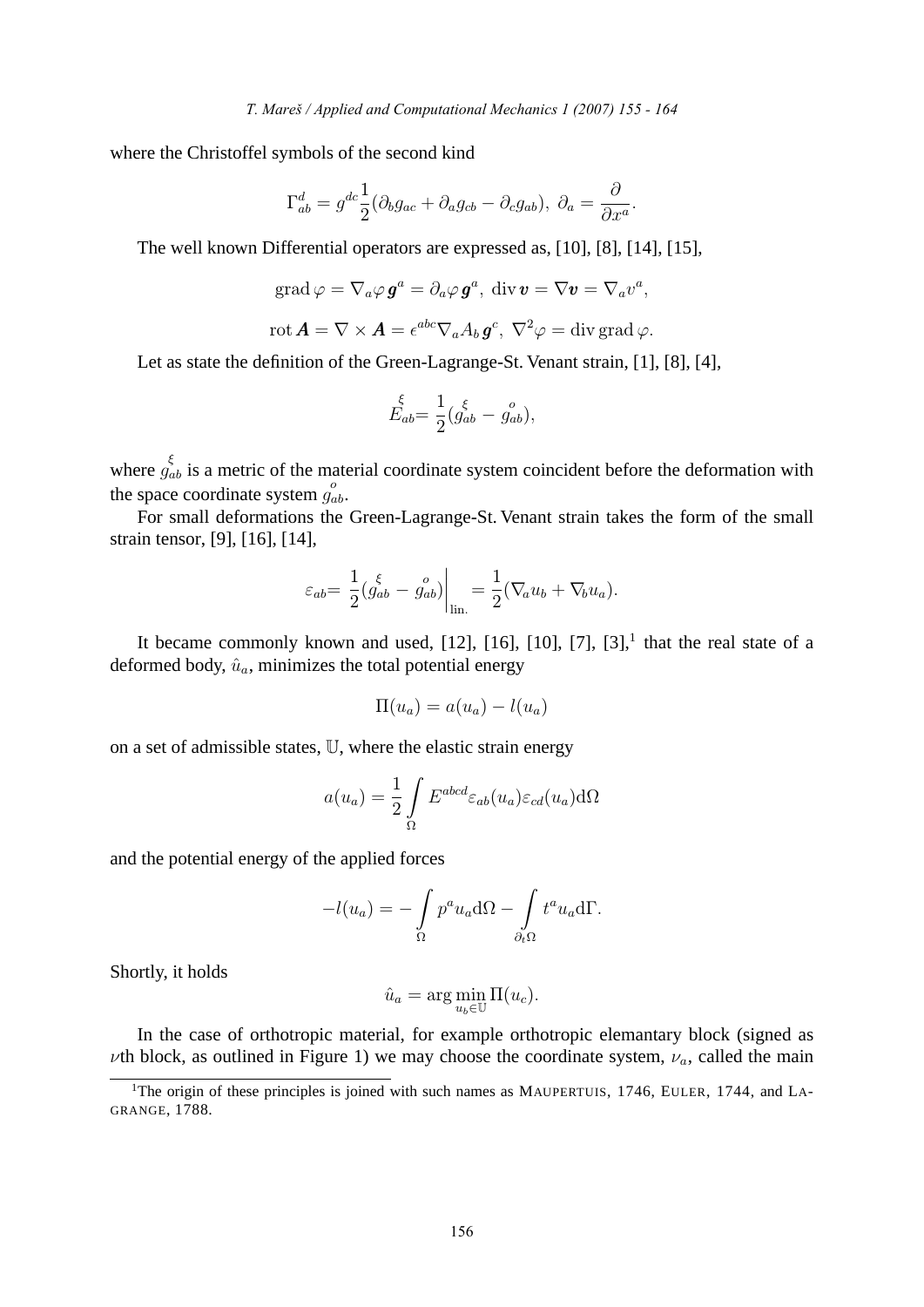where the Christoffel symbols of the second kind

$$\Gamma^d_{ab} = g^{dc}\frac{1}{2}(\partial_b g_{ac} + \partial_a g_{cb} - \partial_c g_{ab}),\ \partial_a = \frac{\partial}{\partial x^a}.$$

The well known Differential operators are expressed as, [10], [8], [14], [15],

$$\operatorname{grad}\varphi = \nabla_a\varphi\,\boldsymbol{g}^a = \partial_a\varphi\,\boldsymbol{g}^a,\ \operatorname{div}\boldsymbol{v} = \nabla\boldsymbol{v} = \nabla_a v^a,$$

$$\operatorname{rot}\boldsymbol{A} = \nabla\times\boldsymbol{A} = \epsilon^{abc}\nabla_a A_b\,\boldsymbol{g}^c,\ \nabla^2\varphi = \operatorname{div}\operatorname{grad}\varphi.$$

Let as state the definition of the Green-Lagrange-St. Venant strain, [1], [8], [4],

$$\overset{\xi}{E}_{ab} = \frac{1}{2}(\overset{\xi}{g}_{ab} - \overset{o}{g}_{ab}),$$

where $\overset{\xi}{g}_{ab}$ is a metric of the material coordinate system coincident before the deformation with the space coordinate system $\overset{o}{g}_{ab}$.

For small deformations the Green-Lagrange-St. Venant strain takes the form of the small strain tensor, [9], [16], [14],

$$\varepsilon_{ab} = \frac{1}{2}(\overset{\xi}{g}_{ab} - \overset{o}{g}_{ab})\Big|_{\text{lin.}} = \frac{1}{2}(\nabla_a u_b + \nabla_b u_a).$$

It became commonly known and used, [12], [16], [10], [7], [3],[1] that the real state of a deformed body, $\hat{u}_a$, minimizes the total potential energy

$$\Pi(u_a) = a(u_a) - l(u_a)$$

on a set of admissible states, $\mathbb{U}$, where the elastic strain energy

$$a(u_a) = \frac{1}{2}\int\limits_{\Omega} E^{abcd}\varepsilon_{ab}(u_a)\varepsilon_{cd}(u_a)\mathrm{d}\Omega$$

and the potential energy of the applied forces

$$-l(u_a) = -\int\limits_{\Omega} p^a u_a \mathrm{d}\Omega - \int\limits_{\partial_t\Omega} t^a u_a \mathrm{d}\Gamma.$$

Shortly, it holds

$$\hat{u}_a = \arg\min_{u_b\in\mathbb{U}}\Pi(u_c).$$

In the case of orthotropic material, for example orthotropic elemantary block (signed as $\nu$th block, as outlined in Figure 1) we may choose the coordinate system, $\nu_a$, called the main

[1] The origin of these principles is joined with such names as MAUPERTUIS, 1746, EULER, 1744, and LAGRANGE, 1788.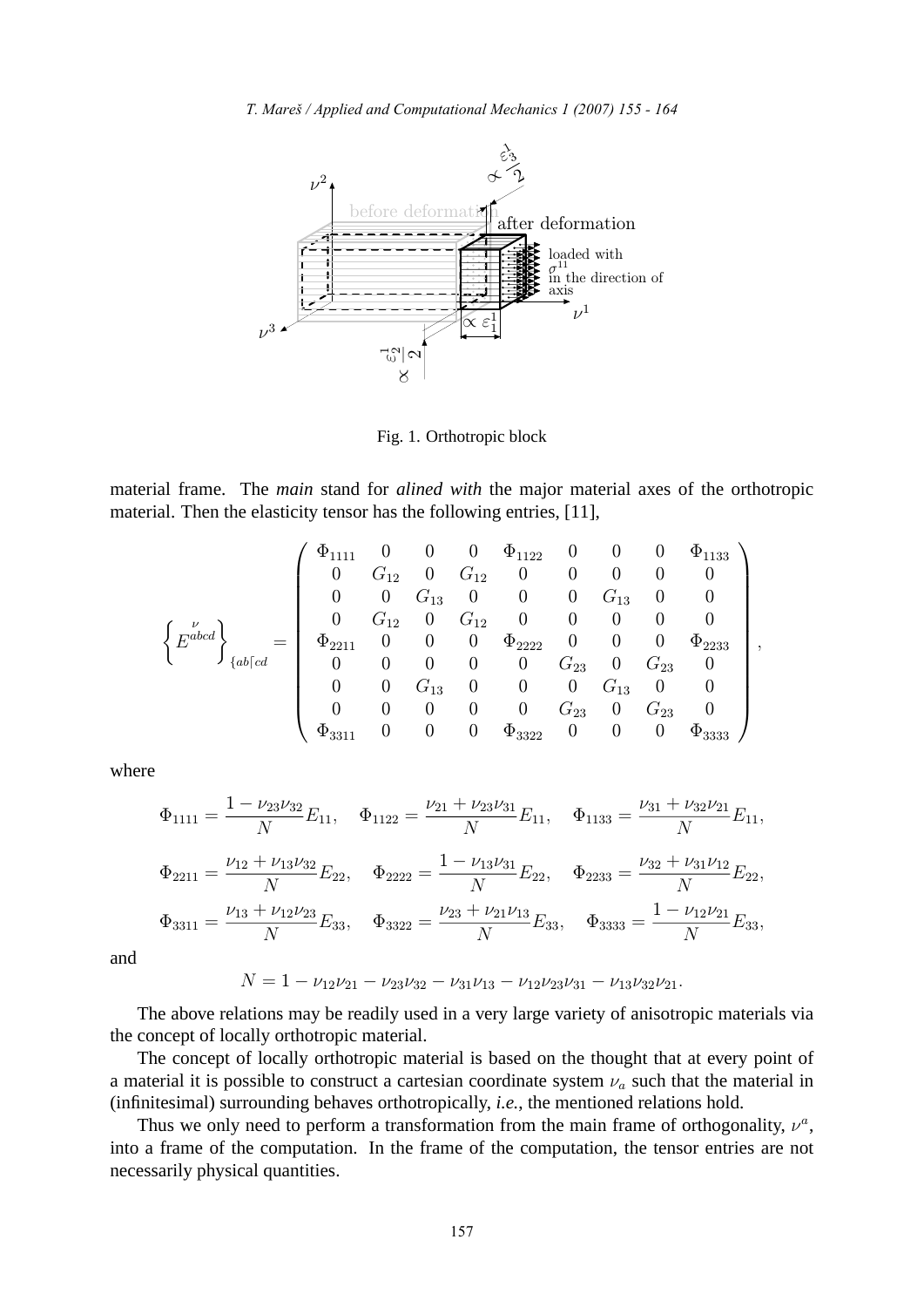Fig. 1. Orthotropic block

material frame. The *main* stand for *alined with* the major material axes of the orthotropic material. Then the elasticity tensor has the following entries, [11],

$$
\left\{ \overset{\nu}{E}^{abcd} \right\}_{\{ab\lceil cd} = \begin{pmatrix}
\Phi_{1111} & 0 & 0 & 0 & \Phi_{1122} & 0 & 0 & 0 & \Phi_{1133} \\
0 & G_{12} & 0 & G_{12} & 0 & 0 & 0 & 0 & 0 \\
0 & 0 & G_{13} & 0 & 0 & 0 & G_{13} & 0 & 0 \\
0 & G_{12} & 0 & G_{12} & 0 & 0 & 0 & 0 & 0 \\
\Phi_{2211} & 0 & 0 & 0 & \Phi_{2222} & 0 & 0 & 0 & \Phi_{2233} \\
0 & 0 & 0 & 0 & 0 & G_{23} & 0 & G_{23} & 0 \\
0 & 0 & G_{13} & 0 & 0 & 0 & G_{13} & 0 & 0 \\
0 & 0 & 0 & 0 & 0 & G_{23} & 0 & G_{23} & 0 \\
\Phi_{3311} & 0 & 0 & 0 & \Phi_{3322} & 0 & 0 & 0 & \Phi_{3333}
\end{pmatrix},
$$

where

$$
\Phi_{1111} = \frac{1 - \nu_{23}\nu_{32}}{N} E_{11}, \quad \Phi_{1122} = \frac{\nu_{21} + \nu_{23}\nu_{31}}{N} E_{11}, \quad \Phi_{1133} = \frac{\nu_{31} + \nu_{32}\nu_{21}}{N} E_{11},
$$

$$
\Phi_{2211} = \frac{\nu_{12} + \nu_{13}\nu_{32}}{N} E_{22}, \quad \Phi_{2222} = \frac{1 - \nu_{13}\nu_{31}}{N} E_{22}, \quad \Phi_{2233} = \frac{\nu_{32} + \nu_{31}\nu_{12}}{N} E_{22},
$$

$$
\Phi_{3311} = \frac{\nu_{13} + \nu_{12}\nu_{23}}{N} E_{33}, \quad \Phi_{3322} = \frac{\nu_{23} + \nu_{21}\nu_{13}}{N} E_{33}, \quad \Phi_{3333} = \frac{1 - \nu_{12}\nu_{21}}{N} E_{33},
$$

and

$$
N = 1 - \nu_{12}\nu_{21} - \nu_{23}\nu_{32} - \nu_{31}\nu_{13} - \nu_{12}\nu_{23}\nu_{31} - \nu_{13}\nu_{32}\nu_{21}.
$$

The above relations may be readily used in a very large variety of anisotropic materials via the concept of locally orthotropic material.

The concept of locally orthotropic material is based on the thought that at every point of a material it is possible to construct a cartesian coordinate system $\nu_a$ such that the material in (infinitesimal) surrounding behaves orthotropically, *i.e.*, the mentioned relations hold.

Thus we only need to perform a transformation from the main frame of orthogonality, $\nu^a$, into a frame of the computation. In the frame of the computation, the tensor entries are not necessarily physical quantities.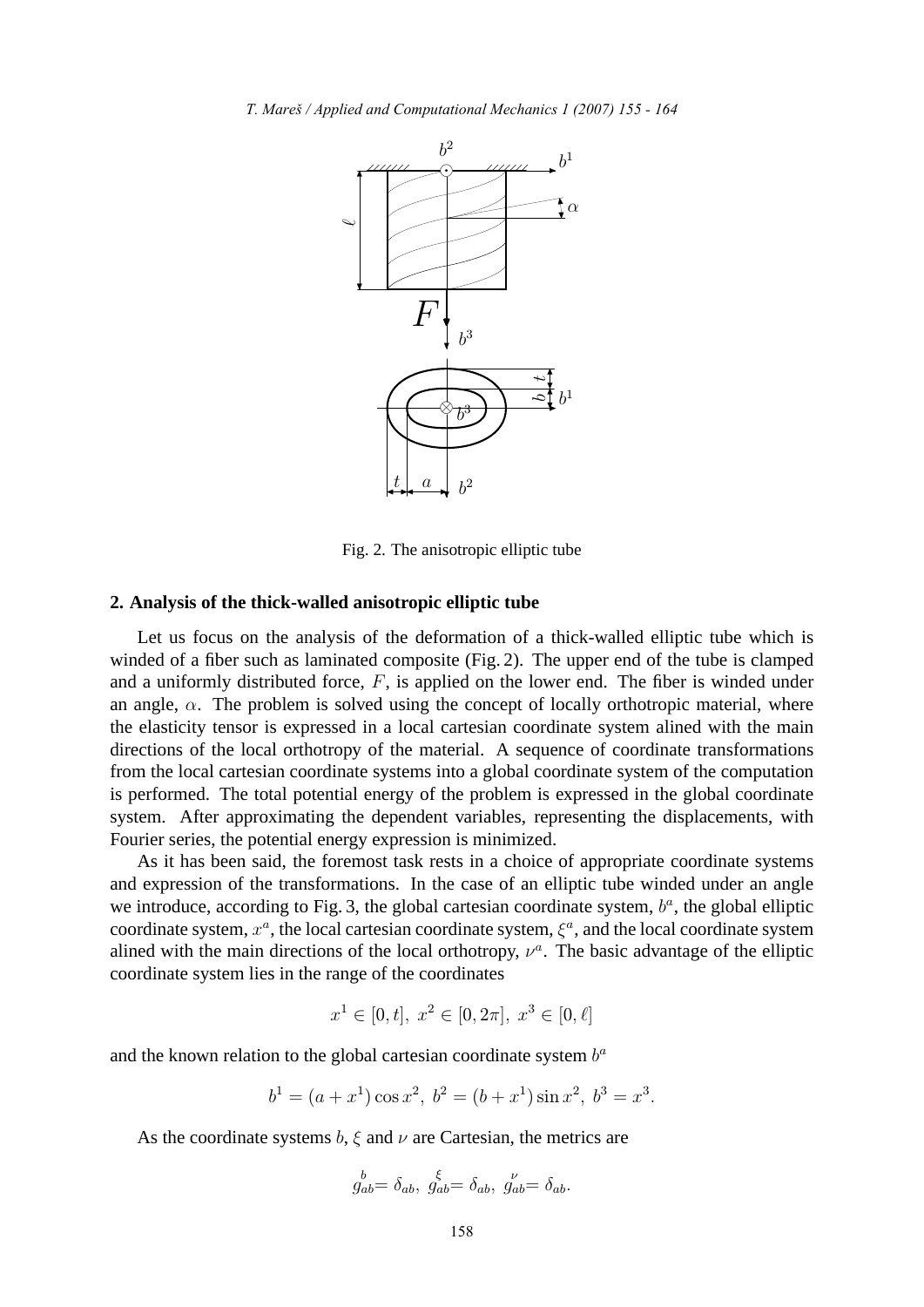Fig. 2. The anisotropic elliptic tube

## 2. Analysis of the thick-walled anisotropic elliptic tube

Let us focus on the analysis of the deformation of a thick-walled elliptic tube which is winded of a fiber such as laminated composite (Fig. 2). The upper end of the tube is clamped and a uniformly distributed force, $F$, is applied on the lower end. The fiber is winded under an angle, $\alpha$. The problem is solved using the concept of locally orthotropic material, where the elasticity tensor is expressed in a local cartesian coordinate system alined with the main directions of the local orthotropy of the material. A sequence of coordinate transformations from the local cartesian coordinate systems into a global coordinate system of the computation is performed. The total potential energy of the problem is expressed in the global coordinate system. After approximating the dependent variables, representing the displacements, with Fourier series, the potential energy expression is minimized.

As it has been said, the foremost task rests in a choice of appropriate coordinate systems and expression of the transformations. In the case of an elliptic tube winded under an angle we introduce, according to Fig. 3, the global cartesian coordinate system, $b^a$, the global elliptic coordinate system, $x^a$, the local cartesian coordinate system, $\xi^a$, and the local coordinate system alined with the main directions of the local orthotropy, $\nu^a$. The basic advantage of the elliptic coordinate system lies in the range of the coordinates

$$x^1 \in [0, t],\ x^2 \in [0, 2\pi],\ x^3 \in [0, \ell]$$

and the known relation to the global cartesian coordinate system $b^a$

$$b^1 = (a + x^1)\cos x^2,\ b^2 = (b + x^1)\sin x^2,\ b^3 = x^3.$$

As the coordinate systems $b$, $\xi$ and $\nu$ are Cartesian, the metrics are

$$\overset{b}{g}_{ab} = \delta_{ab},\ \overset{\xi}{g}_{ab} = \delta_{ab},\ \overset{\nu}{g}_{ab} = \delta_{ab}.$$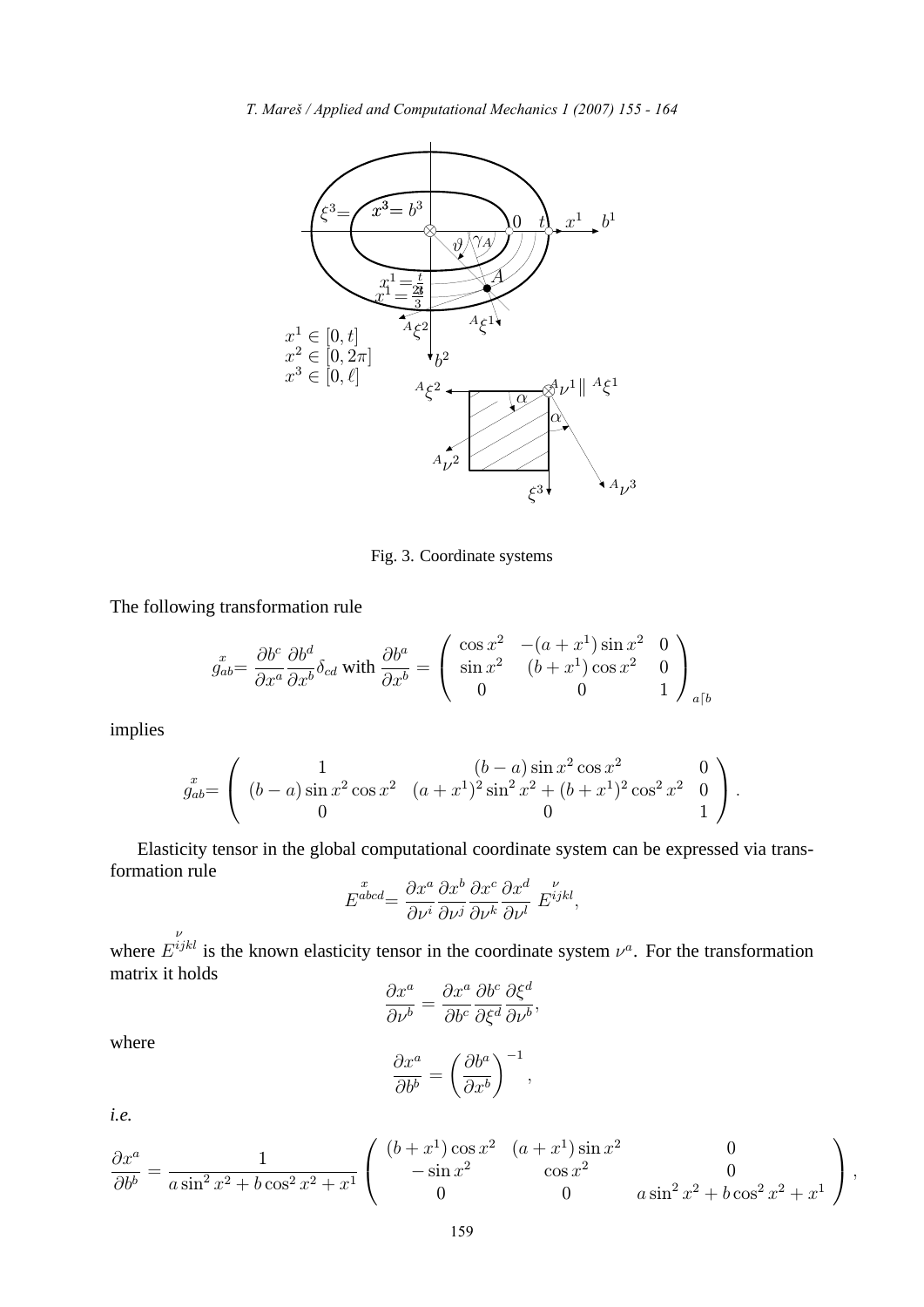Fig. 3. Coordinate systems

The following transformation rule

$$\overset{x}{g}_{ab} = \frac{\partial b^c}{\partial x^a}\frac{\partial b^d}{\partial x^b}\delta_{cd} \text{ with } \frac{\partial b^a}{\partial x^b} = \begin{pmatrix} \cos x^2 & -(a+x^1)\sin x^2 & 0 \\ \sin x^2 & (b+x^1)\cos x^2 & 0 \\ 0 & 0 & 1 \end{pmatrix}_{a\lceil b}$$

implies

$$\overset{x}{g}_{ab} = \begin{pmatrix} 1 & (b-a)\sin x^2 \cos x^2 & 0 \\ (b-a)\sin x^2 \cos x^2 & (a+x^1)^2 \sin^2 x^2 + (b+x^1)^2 \cos^2 x^2 & 0 \\ 0 & 0 & 1 \end{pmatrix}.$$

Elasticity tensor in the global computational coordinate system can be expressed via transformation rule

$$\overset{x}{E}^{abcd} = \frac{\partial x^a}{\partial \nu^i}\frac{\partial x^b}{\partial \nu^j}\frac{\partial x^c}{\partial \nu^k}\frac{\partial x^d}{\partial \nu^l}\ \overset{\nu}{E}^{ijkl},$$

where $\overset{\nu}{E}^{ijkl}$ is the known elasticity tensor in the coordinate system $\nu^a$. For the transformation matrix it holds

$$\frac{\partial x^a}{\partial \nu^b} = \frac{\partial x^a}{\partial b^c}\frac{\partial b^c}{\partial \xi^d}\frac{\partial \xi^d}{\partial \nu^b},$$

where

$$\frac{\partial x^a}{\partial b^b} = \left(\frac{\partial b^a}{\partial x^b}\right)^{-1},$$

*i.e.*

$$\frac{\partial x^a}{\partial b^b} = \frac{1}{a\sin^2 x^2 + b\cos^2 x^2 + x^1}\begin{pmatrix} (b+x^1)\cos x^2 & (a+x^1)\sin x^2 & 0 \\ -\sin x^2 & \cos x^2 & 0 \\ 0 & 0 & a\sin^2 x^2 + b\cos^2 x^2 + x^1 \end{pmatrix},$$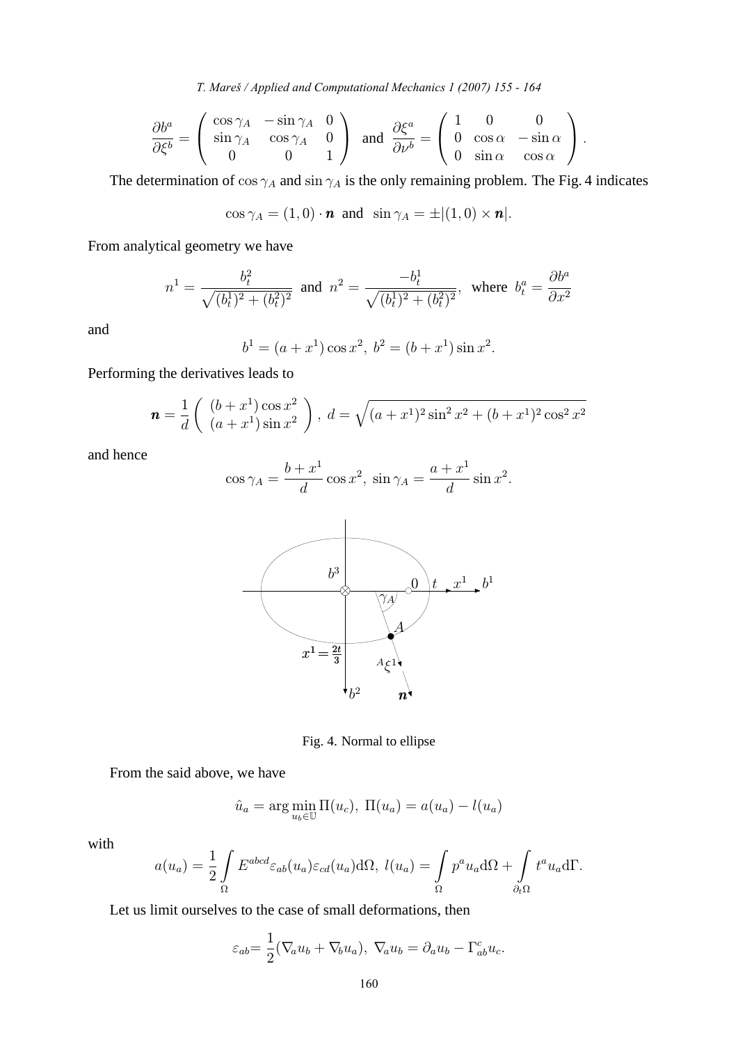$$\frac{\partial b^a}{\partial \xi^b} = \begin{pmatrix} \cos\gamma_A & -\sin\gamma_A & 0 \\ \sin\gamma_A & \cos\gamma_A & 0 \\ 0 & 0 & 1 \end{pmatrix} \text{ and } \frac{\partial \xi^a}{\partial \nu^b} = \begin{pmatrix} 1 & 0 & 0 \\ 0 & \cos\alpha & -\sin\alpha \\ 0 & \sin\alpha & \cos\alpha \end{pmatrix}.$$

The determination of $\cos\gamma_A$ and $\sin\gamma_A$ is the only remaining problem. The Fig. 4 indicates

$$\cos\gamma_A = (1,0)\cdot \boldsymbol{n} \text{ and } \sin\gamma_A = \pm|(1,0)\times \boldsymbol{n}|.$$

From analytical geometry we have

$$n^1 = \frac{b_t^2}{\sqrt{(b_t^1)^2 + (b_t^2)^2}} \text{ and } n^2 = \frac{-b_t^1}{\sqrt{(b_t^1)^2 + (b_t^2)^2}}, \text{ where } b_t^a = \frac{\partial b^a}{\partial x^2}$$

and

$$b^1 = (a + x^1)\cos x^2,\ b^2 = (b + x^1)\sin x^2.$$

Performing the derivatives leads to

$$\boldsymbol{n} = \frac{1}{d}\begin{pmatrix} (b+x^1)\cos x^2 \\ (a+x^1)\sin x^2 \end{pmatrix},\ d = \sqrt{(a+x^1)^2\sin^2 x^2 + (b+x^1)^2\cos^2 x^2}$$

and hence

$$\cos\gamma_A = \frac{b+x^1}{d}\cos x^2,\ \sin\gamma_A = \frac{a+x^1}{d}\sin x^2.$$

Fig. 4. Normal to ellipse

From the said above, we have

$$\hat{u}_a = \arg\min_{u_b\in\mathbb{U}} \Pi(u_c),\ \Pi(u_a) = a(u_a) - l(u_a)$$

with

$$a(u_a) = \frac{1}{2}\int_\Omega E^{abcd}\varepsilon_{ab}(u_a)\varepsilon_{cd}(u_a)\mathrm{d}\Omega,\ l(u_a) = \int_\Omega p^a u_a \mathrm{d}\Omega + \int_{\partial_t\Omega} t^a u_a \mathrm{d}\Gamma.$$

Let us limit ourselves to the case of small deformations, then

$$\varepsilon_{ab} = \frac{1}{2}(\nabla_a u_b + \nabla_b u_a),\ \nabla_a u_b = \partial_a u_b - \Gamma^c_{ab}u_c.$$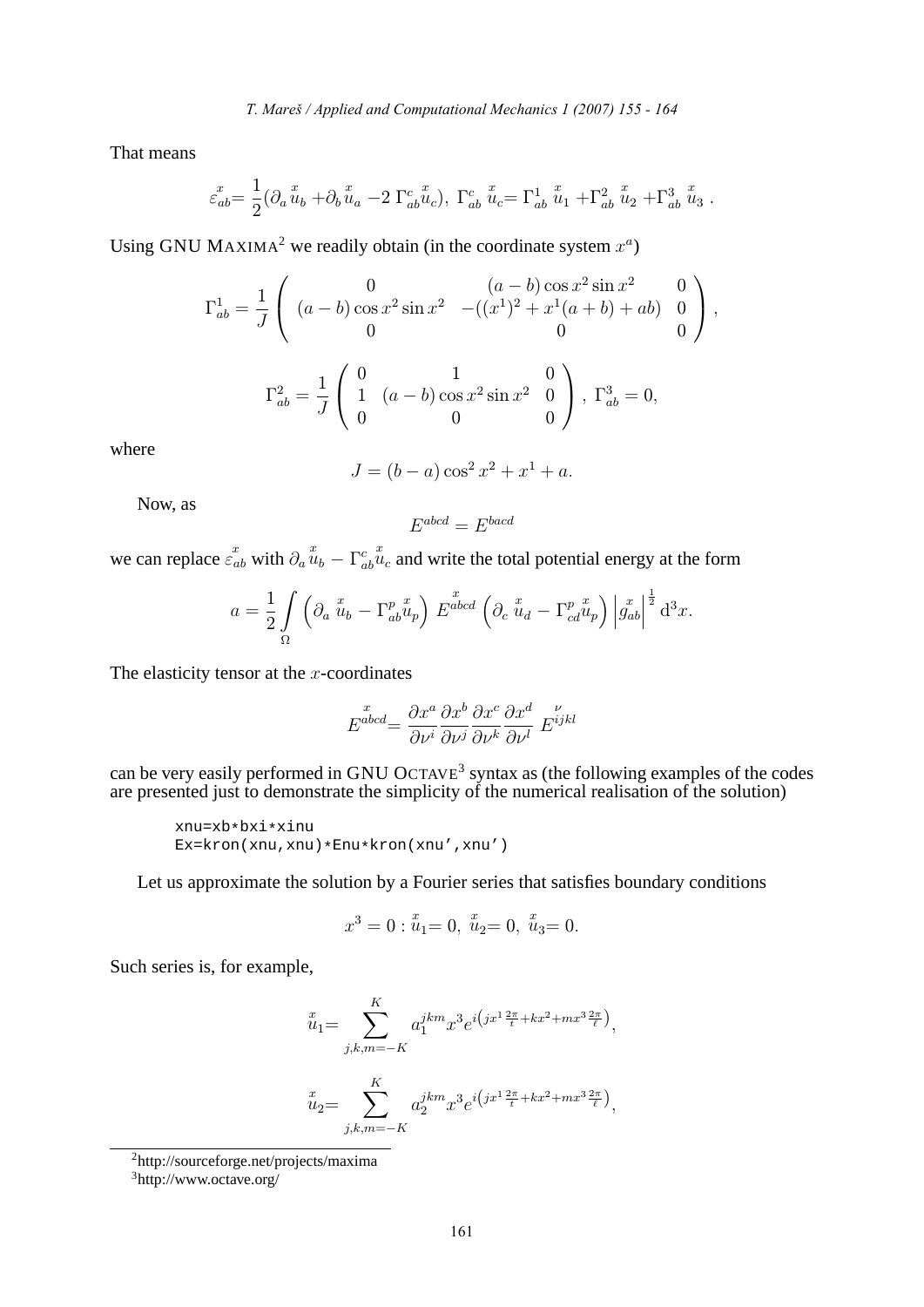That means

$$\overset{x}{\varepsilon}_{ab} = \frac{1}{2}(\partial_a \overset{x}{u}_b + \partial_b \overset{x}{u}_a - 2\,\Gamma^c_{ab} \overset{x}{u}_c),\ \Gamma^c_{ab}\ \overset{x}{u}_c = \Gamma^1_{ab}\ \overset{x}{u}_1 + \Gamma^2_{ab}\ \overset{x}{u}_2 + \Gamma^3_{ab}\ \overset{x}{u}_3\ .$$

Using GNU MAXIMA[2] we readily obtain (in the coordinate system $x^a$)

$$\Gamma^1_{ab} = \frac{1}{J}\begin{pmatrix} 0 & (a-b)\cos x^2 \sin x^2 & 0 \\ (a-b)\cos x^2 \sin x^2 & -((x^1)^2 + x^1(a+b) + ab) & 0 \\ 0 & 0 & 0 \end{pmatrix},$$

$$\Gamma^2_{ab} = \frac{1}{J}\begin{pmatrix} 0 & 1 & 0 \\ 1 & (a-b)\cos x^2 \sin x^2 & 0 \\ 0 & 0 & 0 \end{pmatrix},\ \Gamma^3_{ab} = 0,$$

where

$$J = (b-a)\cos^2 x^2 + x^1 + a.$$

Now, as

$$E^{abcd} = E^{bacd}$$

we can replace $\overset{x}{\varepsilon}_{ab}$ with $\partial_a \overset{x}{u}_b - \Gamma^c_{ab}\overset{x}{u}_c$ and write the total potential energy at the form

$$a = \frac{1}{2}\int\limits_{\Omega} \left(\partial_a\ \overset{x}{u}_b - \Gamma^p_{ab}\overset{x}{u}_p\right)\ \overset{x}{E}^{abcd}\left(\partial_c\ \overset{x}{u}_d - \Gamma^p_{cd}\overset{x}{u}_p\right)\left|\overset{x}{g}_{ab}\right|^{\frac{1}{2}} \mathrm{d}^3x.$$

The elasticity tensor at the $x$-coordinates

$$\overset{x}{E}^{abcd} = \frac{\partial x^a}{\partial \nu^i}\frac{\partial x^b}{\partial \nu^j}\frac{\partial x^c}{\partial \nu^k}\frac{\partial x^d}{\partial \nu^l}\ \overset{\nu}{E}^{ijkl}$$

can be very easily performed in GNU OCTAVE[3] syntax as (the following examples of the codes are presented just to demonstrate the simplicity of the numerical realisation of the solution)

```
xnu=xb*bxi*xinu
Ex=kron(xnu,xnu)*Enu*kron(xnu',xnu')
```

Let us approximate the solution by a Fourier series that satisfies boundary conditions

$$x^3 = 0 : \overset{x}{u}_1 = 0,\ \overset{x}{u}_2 = 0,\ \overset{x}{u}_3 = 0.$$

Such series is, for example,

$$\overset{x}{u}_1 = \sum_{j,k,m=-K}^{K} a_1^{jkm} x^3 e^{i\left(jx^1\frac{2\pi}{t} + kx^2 + mx^3\frac{2\pi}{\ell}\right)},$$

$$\overset{x}{u}_2 = \sum_{j,k,m=-K}^{K} a_2^{jkm} x^3 e^{i\left(jx^1\frac{2\pi}{t} + kx^2 + mx^3\frac{2\pi}{\ell}\right)},$$

[2] http://sourceforge.net/projects/maxima

[3] http://www.octave.org/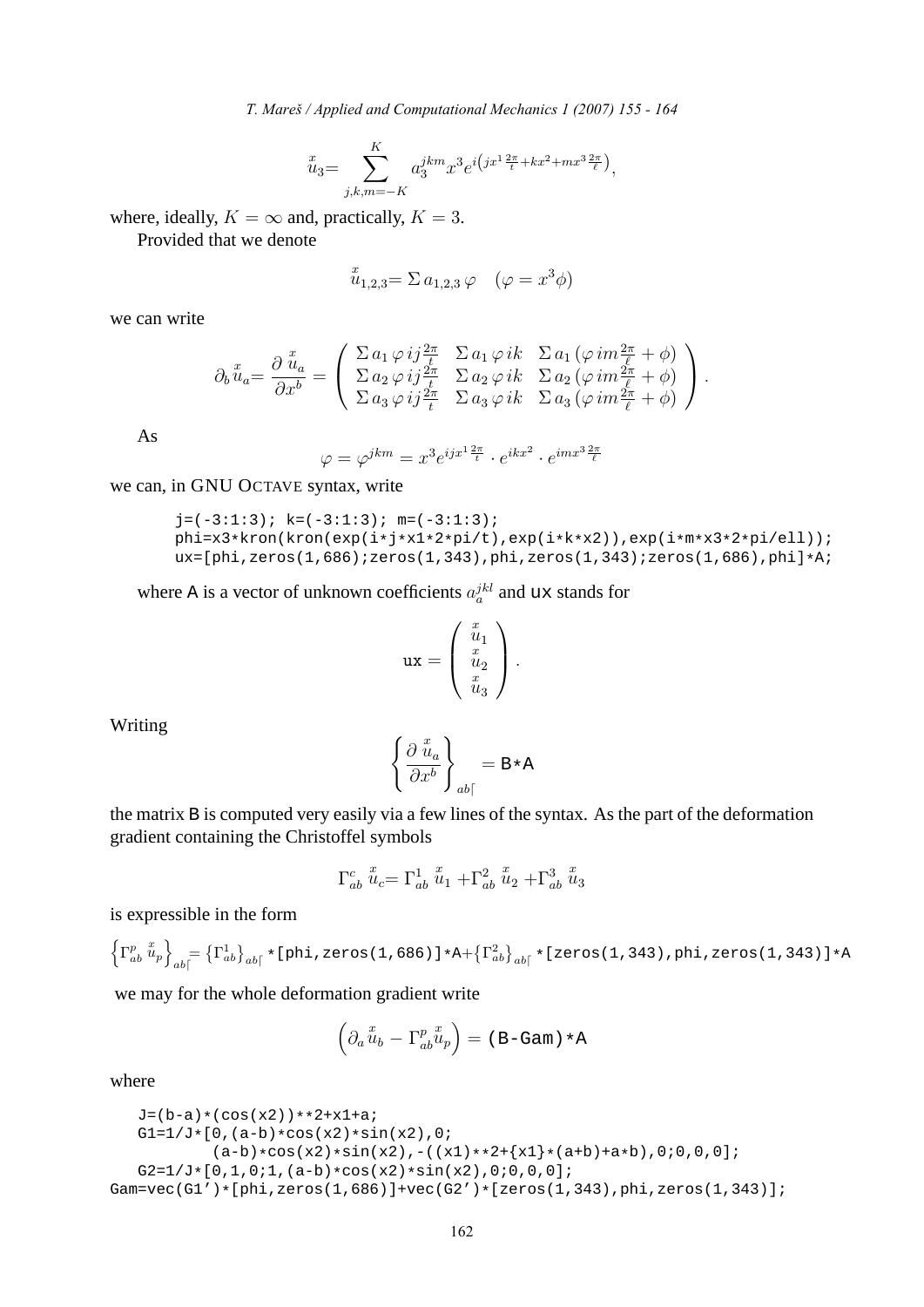$$\overset{x}{u}_3 = \sum_{j,k,m=-K}^{K} a_3^{jkm} x^3 e^{i\left(jx^1 \frac{2\pi}{t} + kx^2 + mx^3 \frac{2\pi}{\ell}\right)},$$

where, ideally, $K = \infty$ and, practically, $K = 3$.

Provided that we denote

$$\overset{x}{u}_{1,2,3} = \Sigma\, a_{1,2,3}\, \varphi \quad (\varphi = x^3 \phi)$$

we can write

$$\partial_b \overset{x}{u}_a = \frac{\partial \overset{x}{u}_a}{\partial x^b} = \begin{pmatrix} \Sigma\, a_1\, \varphi\, ij\frac{2\pi}{t} & \Sigma\, a_1\, \varphi\, ik & \Sigma\, a_1 \left(\varphi\, im\frac{2\pi}{\ell} + \phi\right) \\ \Sigma\, a_2\, \varphi\, ij\frac{2\pi}{t} & \Sigma\, a_2\, \varphi\, ik & \Sigma\, a_2 \left(\varphi\, im\frac{2\pi}{\ell} + \phi\right) \\ \Sigma\, a_3\, \varphi\, ij\frac{2\pi}{t} & \Sigma\, a_3\, \varphi\, ik & \Sigma\, a_3 \left(\varphi\, im\frac{2\pi}{\ell} + \phi\right) \end{pmatrix}.$$

As

$$\varphi = \varphi^{jkm} = x^3 e^{ijx^1 \frac{2\pi}{t}} \cdot e^{ikx^2} \cdot e^{imx^3 \frac{2\pi}{\ell}}$$

we can, in GNU OCTAVE syntax, write

```
j=(-3:1:3); k=(-3:1:3); m=(-3:1:3);
phi=x3*kron(kron(exp(i*j*x1*2*pi/t),exp(i*k*x2)),exp(i*m*x3*2*pi/ell));
ux=[phi,zeros(1,686);zeros(1,343),phi,zeros(1,343);zeros(1,686),phi]*A;
```

where A is a vector of unknown coefficients $a_a^{jkl}$ and ux stands for

$$\texttt{ux} = \begin{pmatrix} \overset{x}{u}_1 \\ \overset{x}{u}_2 \\ \overset{x}{u}_3 \end{pmatrix}.$$

Writing

$$\left\{ \frac{\partial \overset{x}{u}_a}{\partial x^b} \right\}_{ab\lceil} = \texttt{B*A}$$

the matrix B is computed very easily via a few lines of the syntax. As the part of the deformation gradient containing the Christoffel symbols

$$\Gamma^c_{ab} \overset{x}{u}_c = \Gamma^1_{ab} \overset{x}{u}_1 + \Gamma^2_{ab} \overset{x}{u}_2 + \Gamma^3_{ab} \overset{x}{u}_3$$

is expressible in the form

$$\left\{ \Gamma^p_{ab} \overset{x}{u}_p \right\}_{ab\lceil} = \left\{ \Gamma^1_{ab} \right\}_{ab\lceil} \texttt{*[phi,zeros(1,686)]*A} + \left\{ \Gamma^2_{ab} \right\}_{ab\lceil} \texttt{*[zeros(1,343),phi,zeros(1,343)]*A}$$

we may for the whole deformation gradient write

$$\left( \partial_a \overset{x}{u}_b - \Gamma^p_{ab} \overset{x}{u}_p \right) = \texttt{(B-Gam)*A}$$

where

```
J=(b-a)*(cos(x2))**2+x1+a;
G1=1/J*[0,(a-b)*cos(x2)*sin(x2),0;
        (a-b)*cos(x2)*sin(x2),-((x1)**2+{x1}*(a+b)+a*b),0;0,0,0];
G2=1/J*[0,1,0;1,(a-b)*cos(x2)*sin(x2),0;0,0,0];
Gam=vec(G1')*[phi,zeros(1,686)]+vec(G2')*[zeros(1,343),phi,zeros(1,343)];
```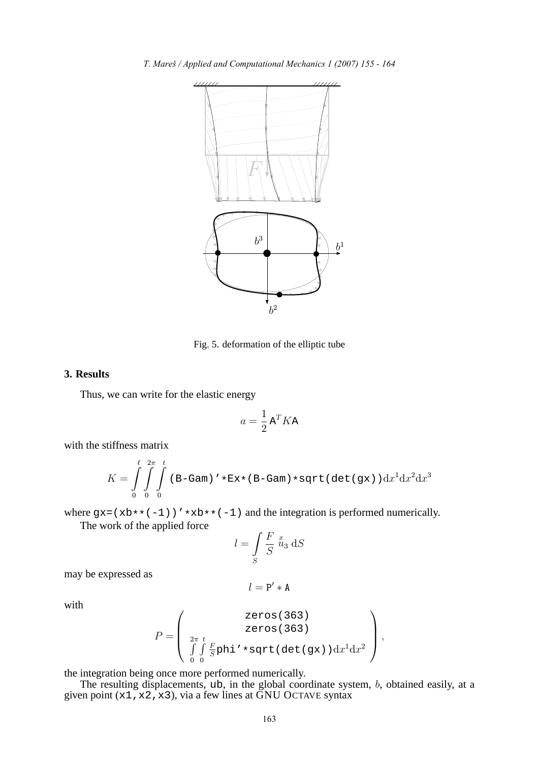Fig. 5. deformation of the elliptic tube

## 3. Results

Thus, we can write for the elastic energy

$$a = \frac{1}{2}\,\mathtt{A}^T K \mathtt{A}$$

with the stiffness matrix

$$K = \int_0^{\ell}\int_0^{2\pi}\int_0^{t} \texttt{(B-Gam)'*Ex*(B-Gam)*sqrt(det(gx))}\,\mathrm{d}x^1\mathrm{d}x^2\mathrm{d}x^3$$

where `gx=(xb**(-1))'*xb**(-1)` and the integration is performed numerically.

The work of the applied force

$$l = \int_S \frac{F}{S}\,\overset{x}{u}_3\,\mathrm{d}S$$

may be expressed as

$$l = \mathtt{P}' * \mathtt{A}$$

with

$$P = \begin{pmatrix} \texttt{zeros(363)} \\ \texttt{zeros(363)} \\ \int_0^{2\pi}\int_0^{t} \frac{F}{S}\texttt{phi'*sqrt(det(gx))}\,\mathrm{d}x^1\mathrm{d}x^2 \end{pmatrix},$$

the integration being once more performed numerically.

The resulting displacements, `ub`, in the global coordinate system, $b$, obtained easily, at a given point (`x1,x2,x3`), via a few lines at GNU OCTAVE syntax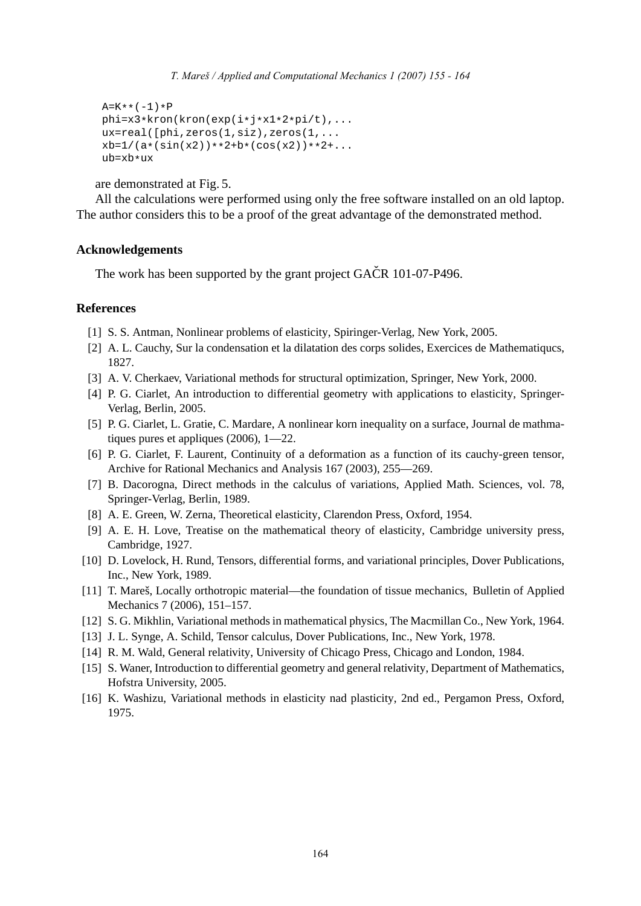```
A=K**(-1)*P
phi=x3*kron(kron(exp(i*j*x1*2*pi/t),...
ux=real([phi,zeros(1,siz),zeros(1,...
xb=1/(a*(sin(x2))**2+b*(cos(x2))**2+...
ub=xb*ux
```

are demonstrated at Fig. 5.

All the calculations were performed using only the free software installed on an old laptop. The author considers this to be a proof of the great advantage of the demonstrated method.

## Acknowledgements

The work has been supported by the grant project GAČR 101-07-P496.

## References

[1] S. S. Antman, Nonlinear problems of elasticity, Spiringer-Verlag, New York, 2005.

[2] A. L. Cauchy, Sur la condensation et la dilatation des corps solides, Exercices de Mathematiqucs, 1827.

[3] A. V. Cherkaev, Variational methods for structural optimization, Springer, New York, 2000.

[4] P. G. Ciarlet, An introduction to differential geometry with applications to elasticity, Springer-Verlag, Berlin, 2005.

[5] P. G. Ciarlet, L. Gratie, C. Mardare, A nonlinear korn inequality on a surface, Journal de mathmatiques pures et appliques (2006), 1—22.

[6] P. G. Ciarlet, F. Laurent, Continuity of a deformation as a function of its cauchy-green tensor, Archive for Rational Mechanics and Analysis 167 (2003), 255—269.

[7] B. Dacorogna, Direct methods in the calculus of variations, Applied Math. Sciences, vol. 78, Springer-Verlag, Berlin, 1989.

[8] A. E. Green, W. Zerna, Theoretical elasticity, Clarendon Press, Oxford, 1954.

[9] A. E. H. Love, Treatise on the mathematical theory of elasticity, Cambridge university press, Cambridge, 1927.

[10] D. Lovelock, H. Rund, Tensors, differential forms, and variational principles, Dover Publications, Inc., New York, 1989.

[11] T. Mareš, Locally orthotropic material—the foundation of tissue mechanics, Bulletin of Applied Mechanics 7 (2006), 151–157.

[12] S. G. Mikhlin, Variational methods in mathematical physics, The Macmillan Co., New York, 1964.

[13] J. L. Synge, A. Schild, Tensor calculus, Dover Publications, Inc., New York, 1978.

[14] R. M. Wald, General relativity, University of Chicago Press, Chicago and London, 1984.

[15] S. Waner, Introduction to differential geometry and general relativity, Department of Mathematics, Hofstra University, 2005.

[16] K. Washizu, Variational methods in elasticity nad plasticity, 2nd ed., Pergamon Press, Oxford, 1975.